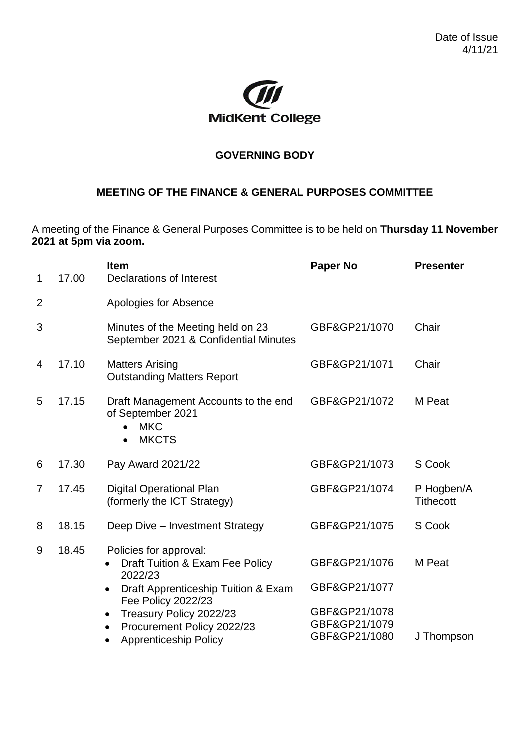Date of Issue
4/11/21

MidKent College

**GOVERNING BODY**

**MEETING OF THE FINANCE & GENERAL PURPOSES COMMITTEE**

A meeting of the Finance & General Purposes Committee is to be held on **Thursday 11 November 2021 at 5pm via zoom.**

| | | **Item** | **Paper No** | **Presenter** |
|---|---|---|---|---|
| 1 | 17.00 | Declarations of Interest | | |
| 2 | | Apologies for Absence | | |
| 3 | | Minutes of the Meeting held on 23 September 2021 & Confidential Minutes | GBF&GP21/1070 | Chair |
| 4 | 17.10 | Matters Arising<br>Outstanding Matters Report | GBF&GP21/1071 | Chair |
| 5 | 17.15 | Draft Management Accounts to the end of September 2021<br>• MKC<br>• MKCTS | GBF&GP21/1072 | M Peat |
| 6 | 17.30 | Pay Award 2021/22 | GBF&GP21/1073 | S Cook |
| 7 | 17.45 | Digital Operational Plan (formerly the ICT Strategy) | GBF&GP21/1074 | P Hogben/A Tithecott |
| 8 | 18.15 | Deep Dive – Investment Strategy | GBF&GP21/1075 | S Cook |
| 9 | 18.45 | Policies for approval: | | |
| | | • Draft Tuition & Exam Fee Policy 2022/23 | GBF&GP21/1076 | M Peat |
| | | • Draft Apprenticeship Tuition & Exam Fee Policy 2022/23 | GBF&GP21/1077 | |
| | | • Treasury Policy 2022/23 | GBF&GP21/1078 | |
| | | • Procurement Policy 2022/23 | GBF&GP21/1079 | |
| | | • Apprenticeship Policy | GBF&GP21/1080 | J Thompson |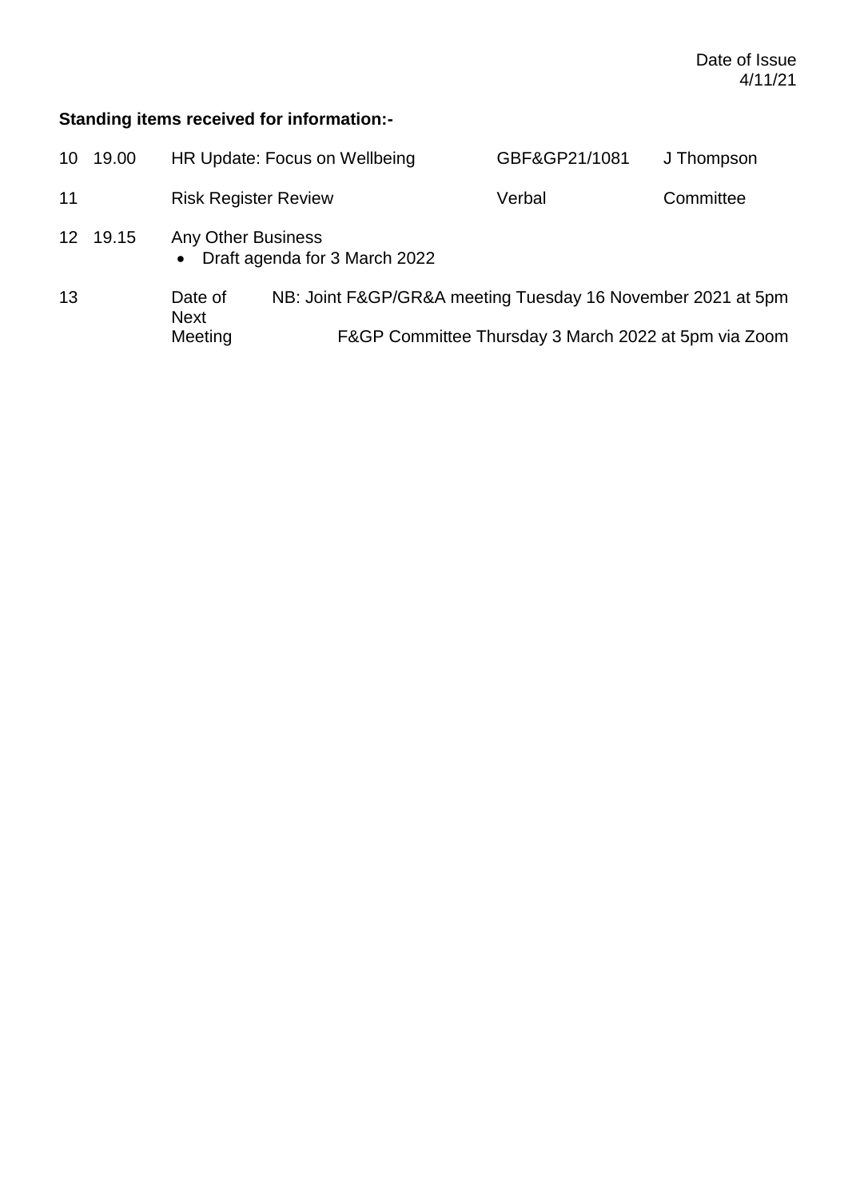Date of Issue
4/11/21

**Standing items received for information:-**

| | | | | |
|---|---|---|---|---|
| 10 | 19.00 | HR Update: Focus on Wellbeing | GBF&GP21/1081 | J Thompson |
| 11 | | Risk Register Review | Verbal | Committee |
| 12 | 19.15 | Any Other Business<br>• Draft agenda for 3 March 2022 | | |
| 13 | | Date of Next Meeting | NB: Joint F&GP/GR&A meeting Tuesday 16 November 2021 at 5pm<br>F&GP Committee Thursday 3 March 2022 at 5pm via Zoom | |